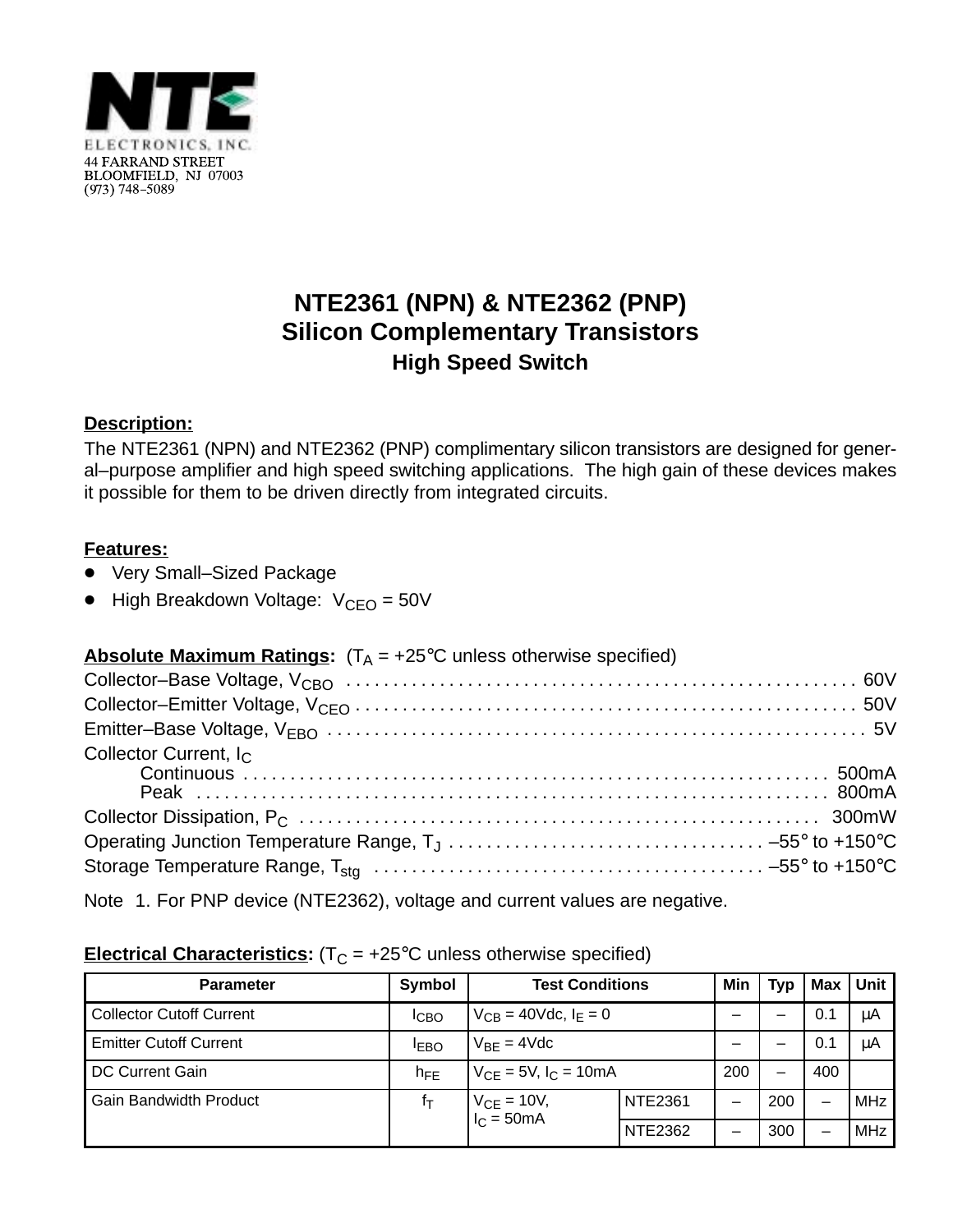NTE ELECTRONICS, INC.
44 FARRAND STREET
BLOOMFIELD, NJ 07003
(973) 748–5089

# NTE2361 (NPN) & NTE2362 (PNP)
# Silicon Complementary Transistors
## High Speed Switch

**Description:**

The NTE2361 (NPN) and NTE2362 (PNP) complimentary silicon transistors are designed for general–purpose amplifier and high speed switching applications. The high gain of these devices makes it possible for them to be driven directly from integrated circuits.

**Features:**

- Very Small–Sized Package
- High Breakdown Voltage: $V_{CEO}$ = 50V

**Absolute Maximum Ratings:** ($T_A$ = +25°C unless otherwise specified)

Collector–Base Voltage, $V_{CBO}$ . . . . . . . . . . 60V
Collector–Emitter Voltage, $V_{CEO}$ . . . . . . . . . . 50V
Emitter–Base Voltage, $V_{EBO}$ . . . . . . . . . . 5V
Collector Current, $I_C$
  Continuous . . . . . . . . . . 500mA
  Peak . . . . . . . . . . 800mA
Collector Dissipation, $P_C$ . . . . . . . . . . 300mW
Operating Junction Temperature Range, $T_J$ . . . . . . . . . . –55° to +150°C
Storage Temperature Range, $T_{stg}$ . . . . . . . . . . –55° to +150°C

Note 1. For PNP device (NTE2362), voltage and current values are negative.

**Electrical Characteristics:** ($T_C$ = +25°C unless otherwise specified)

| Parameter | Symbol | Test Conditions | | Min | Typ | Max | Unit |
|---|---|---|---|---|---|---|---|
| Collector Cutoff Current | $I_{CBO}$ | $V_{CB}$ = 40Vdc, $I_E$ = 0 | | – | – | 0.1 | µA |
| Emitter Cutoff Current | $I_{EBO}$ | $V_{BE}$ = 4Vdc | | – | – | 0.1 | µA |
| DC Current Gain | $h_{FE}$ | $V_{CE}$ = 5V, $I_C$ = 10mA | | 200 | – | 400 | |
| Gain Bandwidth Product | $f_T$ | $V_{CE}$ = 10V, $I_C$ = 50mA | NTE2361 | – | 200 | – | MHz |
| | | | NTE2362 | – | 300 | – | MHz |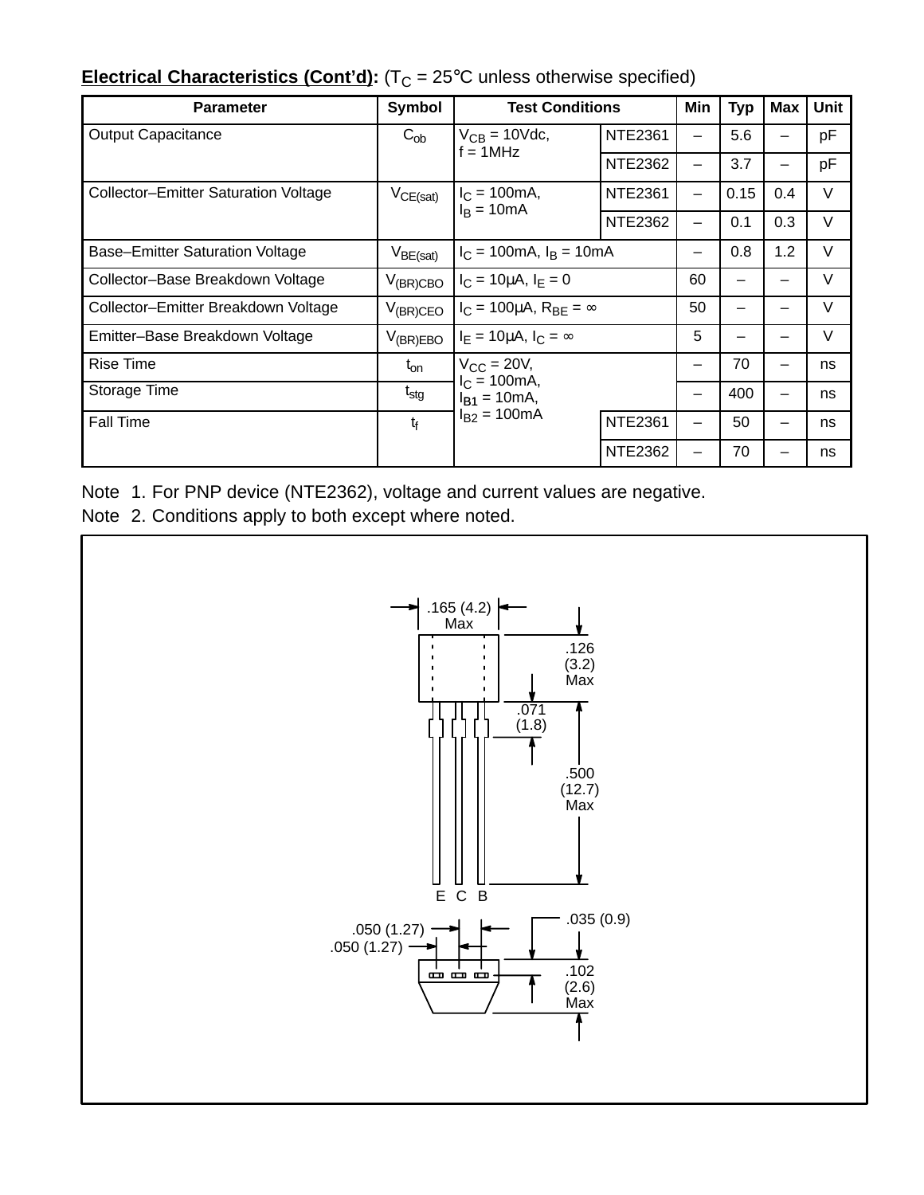**Electrical Characteristics (Cont'd):** ($T_C$ = 25°C unless otherwise specified)

| Parameter | Symbol | Test Conditions | | Min | Typ | Max | Unit |
|---|---|---|---|---|---|---|---|
| Output Capacitance | $C_{ob}$ | $V_{CB}$ = 10Vdc, f = 1MHz | NTE2361 | – | 5.6 | – | pF |
| | | | NTE2362 | – | 3.7 | – | pF |
| Collector–Emitter Saturation Voltage | $V_{CE(sat)}$ | $I_C$ = 100mA, $I_B$ = 10mA | NTE2361 | – | 0.15 | 0.4 | V |
| | | | NTE2362 | – | 0.1 | 0.3 | V |
| Base–Emitter Saturation Voltage | $V_{BE(sat)}$ | $I_C$ = 100mA, $I_B$ = 10mA | | – | 0.8 | 1.2 | V |
| Collector–Base Breakdown Voltage | $V_{(BR)CBO}$ | $I_C$ = 10μA, $I_E$ = 0 | | 60 | – | – | V |
| Collector–Emitter Breakdown Voltage | $V_{(BR)CEO}$ | $I_C$ = 100μA, $R_{BE}$ = ∞ | | 50 | – | – | V |
| Emitter–Base Breakdown Voltage | $V_{(BR)EBO}$ | $I_E$ = 10μA, $I_C$ = ∞ | | 5 | – | – | V |
| Rise Time | $t_{on}$ | $V_{CC}$ = 20V, $I_C$ = 100mA, $I_{B1}$ = 10mA, $I_{B2}$ = 100mA | | – | 70 | – | ns |
| Storage Time | $t_{stg}$ | | | – | 400 | – | ns |
| Fall Time | $t_f$ | | NTE2361 | – | 50 | – | ns |
| | | | NTE2362 | – | 70 | – | ns |

Note 1. For PNP device (NTE2362), voltage and current values are negative.

Note 2. Conditions apply to both except where noted.

.165 (4.2) Max

.126 (3.2) Max

.071 (1.8)

.500 (12.7) Max

E C B

.050 (1.27)

.050 (1.27)

.035 (0.9)

.102 (2.6) Max